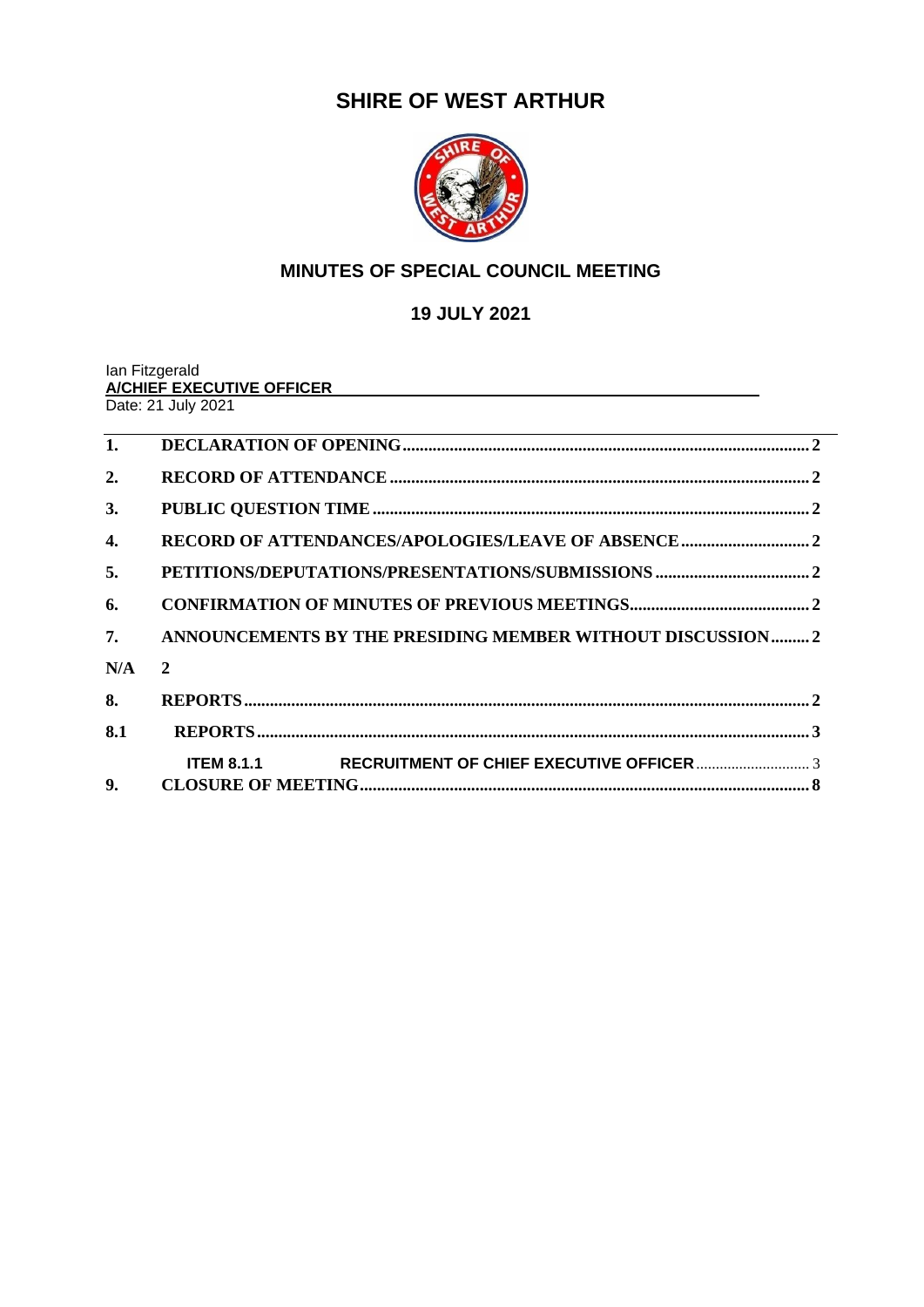# SHIRE OF WEST ARTHUR

## MINUTES OF SPECIAL COUNCIL MEETING

## 19 JULY 2021

Ian Fitzgerald
**A/CHIEF EXECUTIVE OFFICER**
Date: 21 July 2021

| | | |
|---|---|---|
| **1.** | **DECLARATION OF OPENING** | **2** |
| **2.** | **RECORD OF ATTENDANCE** | **2** |
| **3.** | **PUBLIC QUESTION TIME** | **2** |
| **4.** | **RECORD OF ATTENDANCES/APOLOGIES/LEAVE OF ABSENCE** | **2** |
| **5.** | **PETITIONS/DEPUTATIONS/PRESENTATIONS/SUBMISSIONS** | **2** |
| **6.** | **CONFIRMATION OF MINUTES OF PREVIOUS MEETINGS** | **2** |
| **7.** | **ANNOUNCEMENTS BY THE PRESIDING MEMBER WITHOUT DISCUSSION** | **2** |
| **N/A** | **2** | |
| **8.** | **REPORTS** | **2** |
| **8.1** | **REPORTS** | **3** |
| | **ITEM 8.1.1 RECRUITMENT OF CHIEF EXECUTIVE OFFICER** | 3 |
| **9.** | **CLOSURE OF MEETING** | **8** |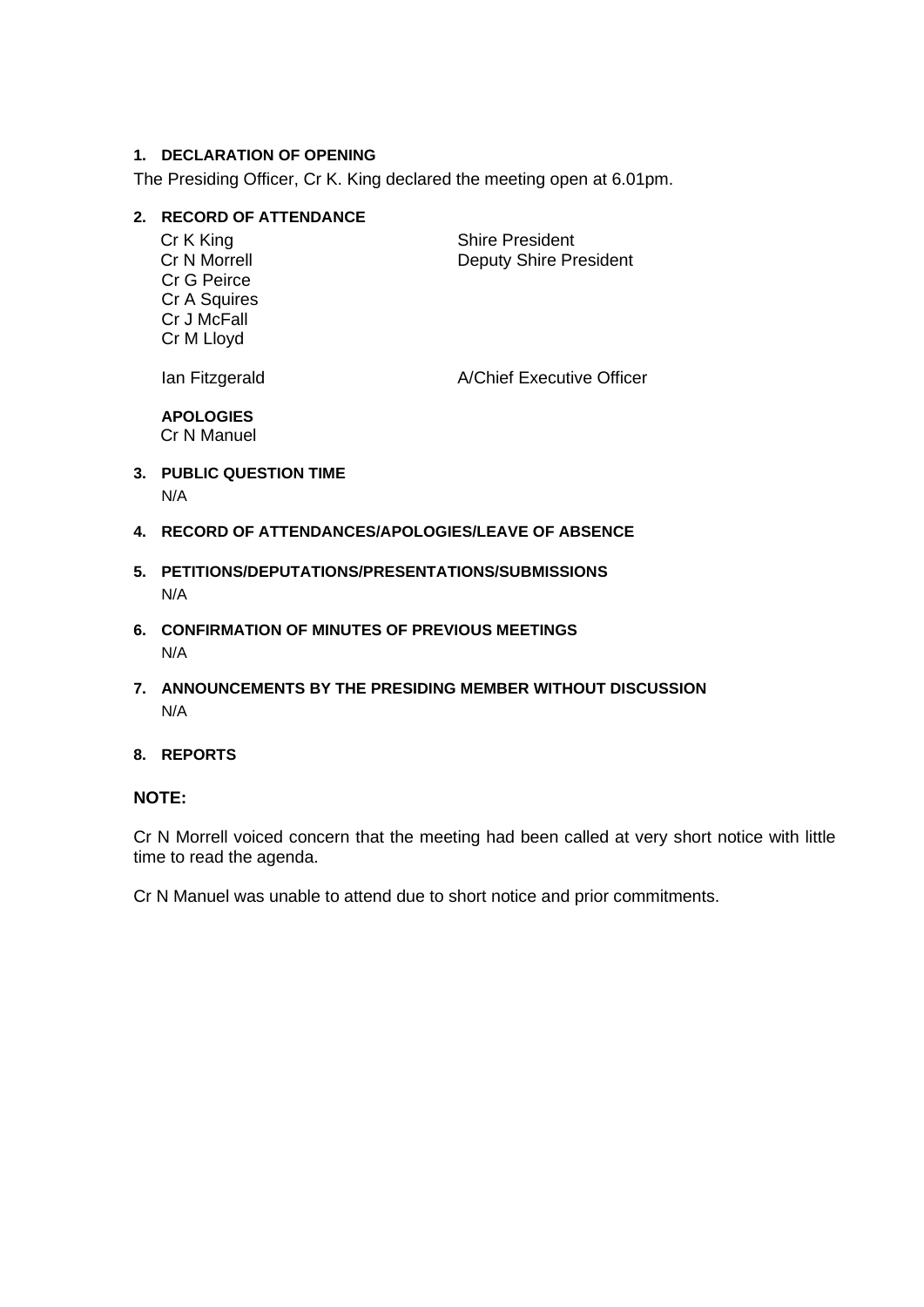## 1. DECLARATION OF OPENING

The Presiding Officer, Cr K. King declared the meeting open at 6.01pm.

## 2. RECORD OF ATTENDANCE

| | |
|---|---|
| Cr K King | Shire President |
| Cr N Morrell | Deputy Shire President |
| Cr G Peirce | |
| Cr A Squires | |
| Cr J McFall | |
| Cr M Lloyd | |
| | |
| Ian Fitzgerald | A/Chief Executive Officer |

**APOLOGIES**

Cr N Manuel

## 3. PUBLIC QUESTION TIME

N/A

## 4. RECORD OF ATTENDANCES/APOLOGIES/LEAVE OF ABSENCE

## 5. PETITIONS/DEPUTATIONS/PRESENTATIONS/SUBMISSIONS

N/A

## 6. CONFIRMATION OF MINUTES OF PREVIOUS MEETINGS

N/A

## 7. ANNOUNCEMENTS BY THE PRESIDING MEMBER WITHOUT DISCUSSION

N/A

## 8. REPORTS

**NOTE:**

Cr N Morrell voiced concern that the meeting had been called at very short notice with little time to read the agenda.

Cr N Manuel was unable to attend due to short notice and prior commitments.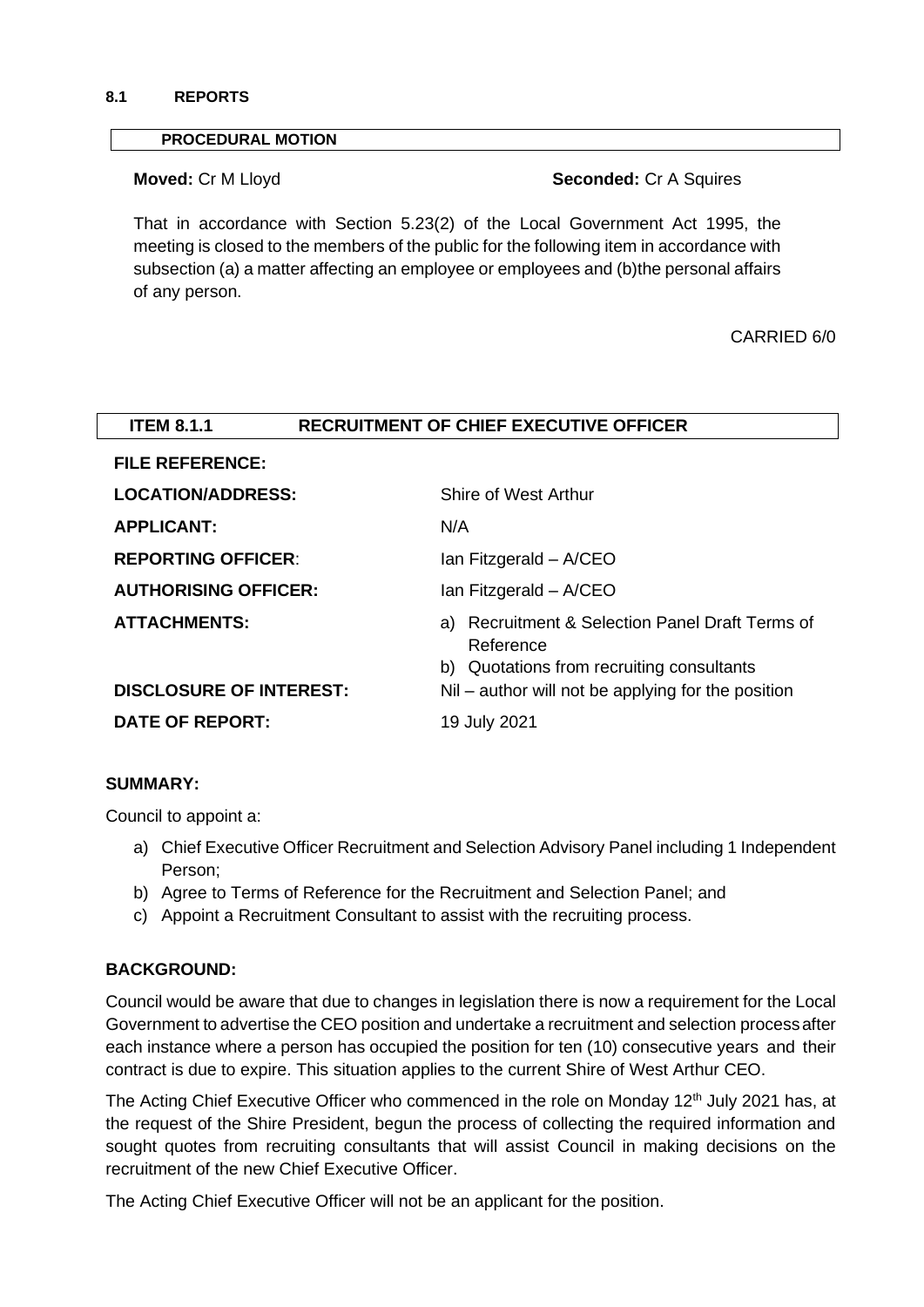**8.1 REPORTS**

**PROCEDURAL MOTION**

**Moved:** Cr M Lloyd **Seconded:** Cr A Squires

That in accordance with Section 5.23(2) of the Local Government Act 1995, the meeting is closed to the members of the public for the following item in accordance with subsection (a) a matter affecting an employee or employees and (b)the personal affairs of any person.

CARRIED 6/0

**ITEM 8.1.1 RECRUITMENT OF CHIEF EXECUTIVE OFFICER**

| | |
|---|---|
| **FILE REFERENCE:** | |
| **LOCATION/ADDRESS:** | Shire of West Arthur |
| **APPLICANT:** | N/A |
| **REPORTING OFFICER**: | Ian Fitzgerald – A/CEO |
| **AUTHORISING OFFICER:** | Ian Fitzgerald – A/CEO |
| **ATTACHMENTS:** | a) Recruitment & Selection Panel Draft Terms of Reference<br>b) Quotations from recruiting consultants |
| **DISCLOSURE OF INTEREST:** | Nil – author will not be applying for the position |
| **DATE OF REPORT:** | 19 July 2021 |

**SUMMARY:**

Council to appoint a:

a) Chief Executive Officer Recruitment and Selection Advisory Panel including 1 Independent Person;
b) Agree to Terms of Reference for the Recruitment and Selection Panel; and
c) Appoint a Recruitment Consultant to assist with the recruiting process.

**BACKGROUND:**

Council would be aware that due to changes in legislation there is now a requirement for the Local Government to advertise the CEO position and undertake a recruitment and selection process after each instance where a person has occupied the position for ten (10) consecutive years and their contract is due to expire. This situation applies to the current Shire of West Arthur CEO.

The Acting Chief Executive Officer who commenced in the role on Monday 12th July 2021 has, at the request of the Shire President, begun the process of collecting the required information and sought quotes from recruiting consultants that will assist Council in making decisions on the recruitment of the new Chief Executive Officer.

The Acting Chief Executive Officer will not be an applicant for the position.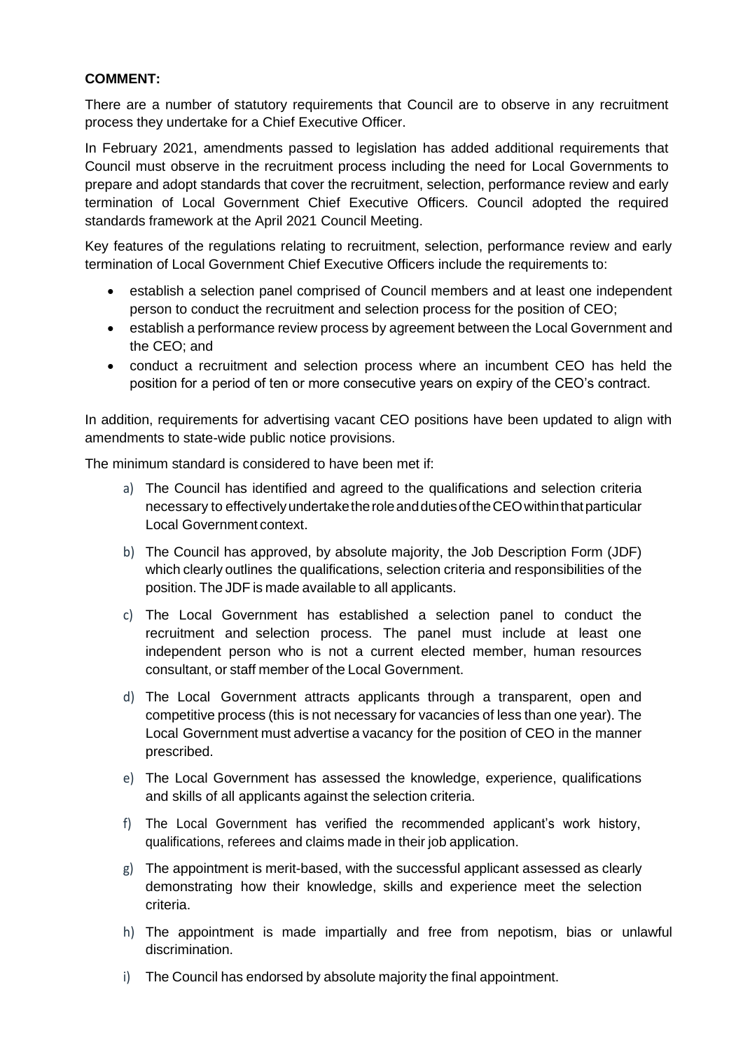**COMMENT:**

There are a number of statutory requirements that Council are to observe in any recruitment process they undertake for a Chief Executive Officer.

In February 2021, amendments passed to legislation has added additional requirements that Council must observe in the recruitment process including the need for Local Governments to prepare and adopt standards that cover the recruitment, selection, performance review and early termination of Local Government Chief Executive Officers. Council adopted the required standards framework at the April 2021 Council Meeting.

Key features of the regulations relating to recruitment, selection, performance review and early termination of Local Government Chief Executive Officers include the requirements to:

- establish a selection panel comprised of Council members and at least one independent person to conduct the recruitment and selection process for the position of CEO;
- establish a performance review process by agreement between the Local Government and the CEO; and
- conduct a recruitment and selection process where an incumbent CEO has held the position for a period of ten or more consecutive years on expiry of the CEO's contract.

In addition, requirements for advertising vacant CEO positions have been updated to align with amendments to state-wide public notice provisions.

The minimum standard is considered to have been met if:

a) The Council has identified and agreed to the qualifications and selection criteria necessary to effectively undertake the role and duties of the CEO within that particular Local Government context.

b) The Council has approved, by absolute majority, the Job Description Form (JDF) which clearly outlines the qualifications, selection criteria and responsibilities of the position. The JDF is made available to all applicants.

c) The Local Government has established a selection panel to conduct the recruitment and selection process. The panel must include at least one independent person who is not a current elected member, human resources consultant, or staff member of the Local Government.

d) The Local Government attracts applicants through a transparent, open and competitive process (this is not necessary for vacancies of less than one year). The Local Government must advertise a vacancy for the position of CEO in the manner prescribed.

e) The Local Government has assessed the knowledge, experience, qualifications and skills of all applicants against the selection criteria.

f) The Local Government has verified the recommended applicant's work history, qualifications, referees and claims made in their job application.

g) The appointment is merit-based, with the successful applicant assessed as clearly demonstrating how their knowledge, skills and experience meet the selection criteria.

h) The appointment is made impartially and free from nepotism, bias or unlawful discrimination.

i) The Council has endorsed by absolute majority the final appointment.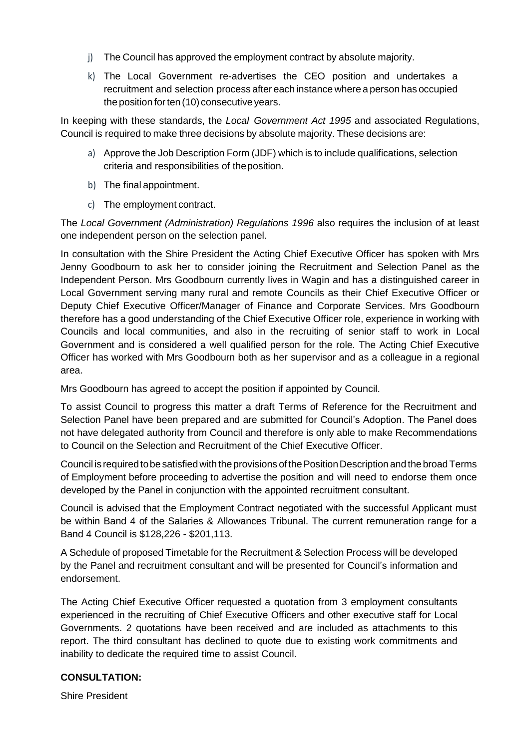j) The Council has approved the employment contract by absolute majority.

k) The Local Government re-advertises the CEO position and undertakes a recruitment and selection process after each instance where a person has occupied the position for ten (10) consecutive years.

In keeping with these standards, the *Local Government Act 1995* and associated Regulations, Council is required to make three decisions by absolute majority. These decisions are:

a) Approve the Job Description Form (JDF) which is to include qualifications, selection criteria and responsibilities of the position.

b) The final appointment.

c) The employment contract.

The *Local Government (Administration) Regulations 1996* also requires the inclusion of at least one independent person on the selection panel.

In consultation with the Shire President the Acting Chief Executive Officer has spoken with Mrs Jenny Goodbourn to ask her to consider joining the Recruitment and Selection Panel as the Independent Person. Mrs Goodbourn currently lives in Wagin and has a distinguished career in Local Government serving many rural and remote Councils as their Chief Executive Officer or Deputy Chief Executive Officer/Manager of Finance and Corporate Services. Mrs Goodbourn therefore has a good understanding of the Chief Executive Officer role, experience in working with Councils and local communities, and also in the recruiting of senior staff to work in Local Government and is considered a well qualified person for the role. The Acting Chief Executive Officer has worked with Mrs Goodbourn both as her supervisor and as a colleague in a regional area.

Mrs Goodbourn has agreed to accept the position if appointed by Council.

To assist Council to progress this matter a draft Terms of Reference for the Recruitment and Selection Panel have been prepared and are submitted for Council's Adoption. The Panel does not have delegated authority from Council and therefore is only able to make Recommendations to Council on the Selection and Recruitment of the Chief Executive Officer.

Council is required to be satisfied with the provisions of the Position Description and the broad Terms of Employment before proceeding to advertise the position and will need to endorse them once developed by the Panel in conjunction with the appointed recruitment consultant.

Council is advised that the Employment Contract negotiated with the successful Applicant must be within Band 4 of the Salaries & Allowances Tribunal. The current remuneration range for a Band 4 Council is $128,226 - $201,113.

A Schedule of proposed Timetable for the Recruitment & Selection Process will be developed by the Panel and recruitment consultant and will be presented for Council's information and endorsement.

The Acting Chief Executive Officer requested a quotation from 3 employment consultants experienced in the recruiting of Chief Executive Officers and other executive staff for Local Governments. 2 quotations have been received and are included as attachments to this report. The third consultant has declined to quote due to existing work commitments and inability to dedicate the required time to assist Council.

**CONSULTATION:**

Shire President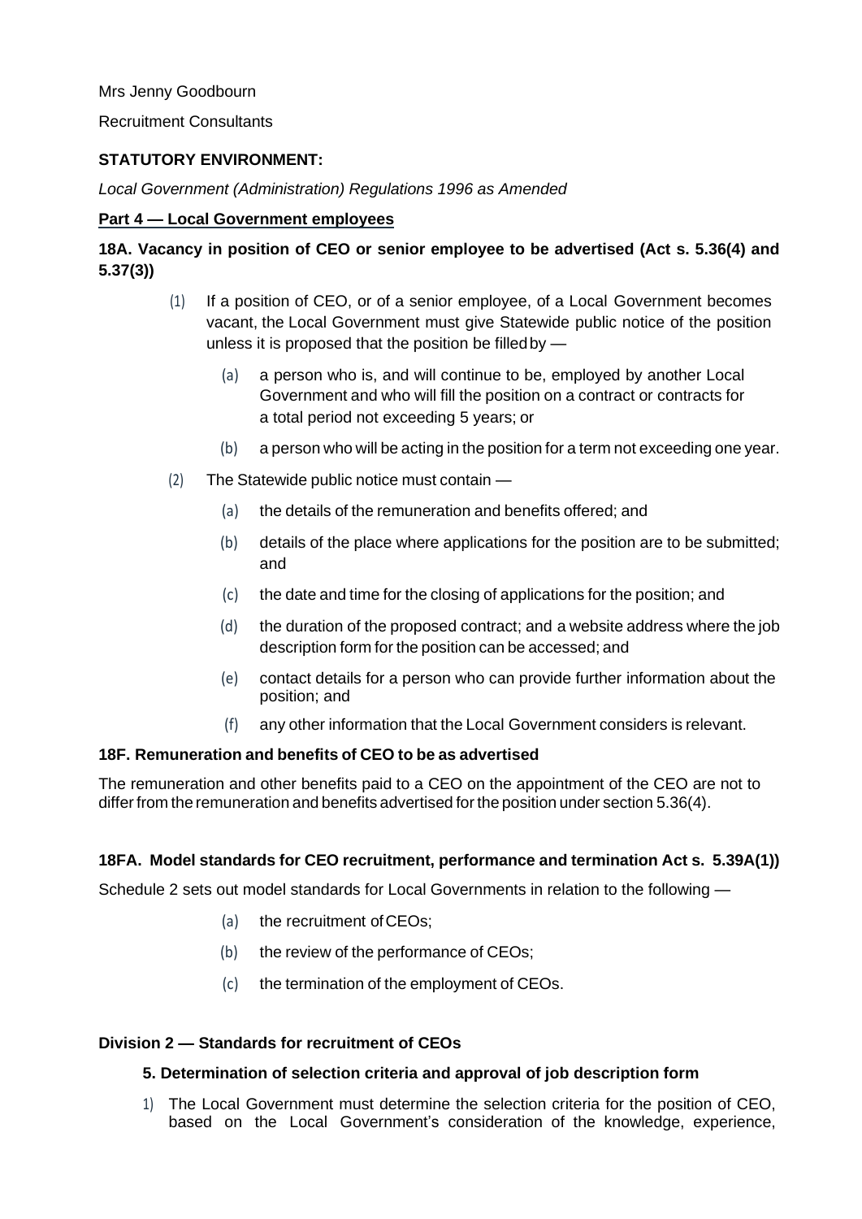Mrs Jenny Goodbourn

Recruitment Consultants

**STATUTORY ENVIRONMENT:**

*Local Government (Administration) Regulations 1996 as Amended*

**Part 4 — Local Government employees**

**18A. Vacancy in position of CEO or senior employee to be advertised (Act s. 5.36(4) and 5.37(3))**

(1) If a position of CEO, or of a senior employee, of a Local Government becomes vacant, the Local Government must give Statewide public notice of the position unless it is proposed that the position be filled by —

- (a) a person who is, and will continue to be, employed by another Local Government and who will fill the position on a contract or contracts for a total period not exceeding 5 years; or
- (b) a person who will be acting in the position for a term not exceeding one year.

(2) The Statewide public notice must contain —

- (a) the details of the remuneration and benefits offered; and
- (b) details of the place where applications for the position are to be submitted; and
- (c) the date and time for the closing of applications for the position; and
- (d) the duration of the proposed contract; and a website address where the job description form for the position can be accessed; and
- (e) contact details for a person who can provide further information about the position; and
- (f) any other information that the Local Government considers is relevant.

**18F. Remuneration and benefits of CEO to be as advertised**

The remuneration and other benefits paid to a CEO on the appointment of the CEO are not to differ from the remuneration and benefits advertised for the position under section 5.36(4).

**18FA. Model standards for CEO recruitment, performance and termination Act s. 5.39A(1))**

Schedule 2 sets out model standards for Local Governments in relation to the following —

- (a) the recruitment of CEOs;
- (b) the review of the performance of CEOs;
- (c) the termination of the employment of CEOs.

**Division 2 — Standards for recruitment of CEOs**

**5. Determination of selection criteria and approval of job description form**

1) The Local Government must determine the selection criteria for the position of CEO, based on the Local Government's consideration of the knowledge, experience,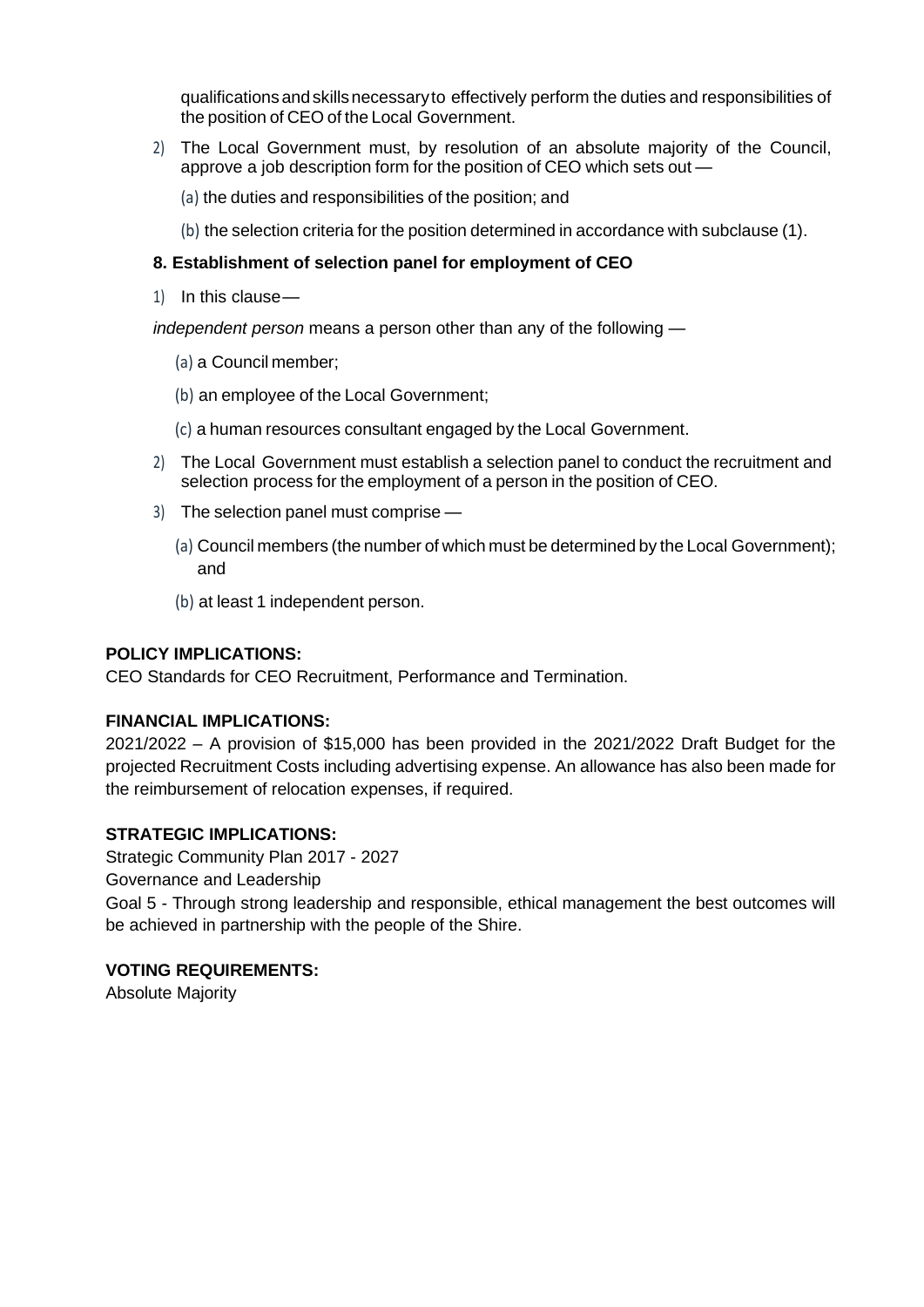qualifications and skills necessary to effectively perform the duties and responsibilities of the position of CEO of the Local Government.

2) The Local Government must, by resolution of an absolute majority of the Council, approve a job description form for the position of CEO which sets out —

   (a) the duties and responsibilities of the position; and

   (b) the selection criteria for the position determined in accordance with subclause (1).

**8. Establishment of selection panel for employment of CEO**

1) In this clause—

*independent person* means a person other than any of the following —

   (a) a Council member;

   (b) an employee of the Local Government;

   (c) a human resources consultant engaged by the Local Government.

2) The Local Government must establish a selection panel to conduct the recruitment and selection process for the employment of a person in the position of CEO.

3) The selection panel must comprise —

   (a) Council members (the number of which must be determined by the Local Government); and

   (b) at least 1 independent person.

**POLICY IMPLICATIONS:**
CEO Standards for CEO Recruitment, Performance and Termination.

**FINANCIAL IMPLICATIONS:**
2021/2022 – A provision of $15,000 has been provided in the 2021/2022 Draft Budget for the projected Recruitment Costs including advertising expense. An allowance has also been made for the reimbursement of relocation expenses, if required.

**STRATEGIC IMPLICATIONS:**
Strategic Community Plan 2017 - 2027
Governance and Leadership
Goal 5 - Through strong leadership and responsible, ethical management the best outcomes will be achieved in partnership with the people of the Shire.

**VOTING REQUIREMENTS:**
Absolute Majority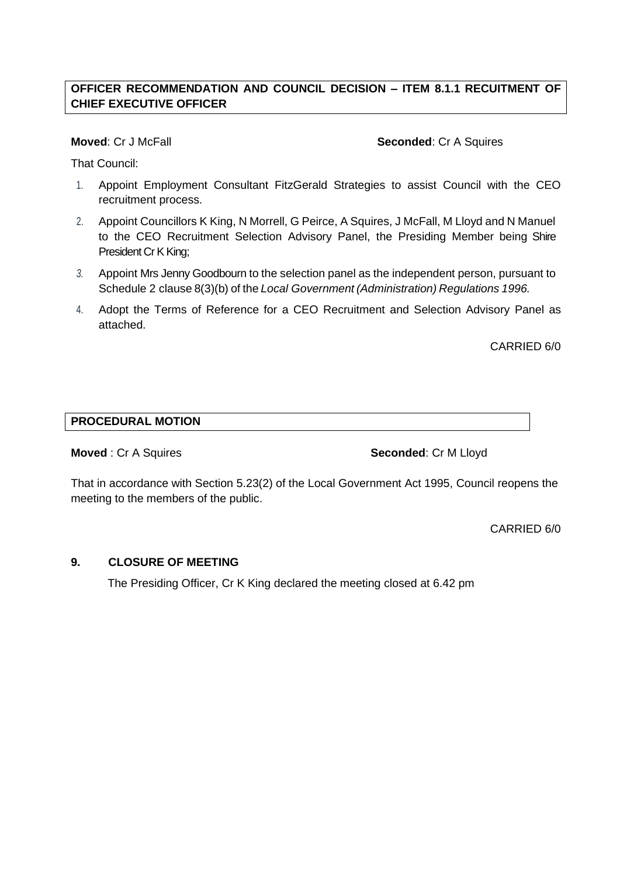**OFFICER RECOMMENDATION AND COUNCIL DECISION – ITEM 8.1.1 RECUITMENT OF CHIEF EXECUTIVE OFFICER**

**Moved**: Cr J McFall **Seconded**: Cr A Squires

That Council:

1. Appoint Employment Consultant FitzGerald Strategies to assist Council with the CEO recruitment process.
2. Appoint Councillors K King, N Morrell, G Peirce, A Squires, J McFall, M Lloyd and N Manuel to the CEO Recruitment Selection Advisory Panel, the Presiding Member being Shire President Cr K King;
3. Appoint Mrs Jenny Goodbourn to the selection panel as the independent person, pursuant to Schedule 2 clause 8(3)(b) of the *Local Government (Administration) Regulations 1996.*
4. Adopt the Terms of Reference for a CEO Recruitment and Selection Advisory Panel as attached.

CARRIED 6/0

**PROCEDURAL MOTION**

**Moved** : Cr A Squires **Seconded**: Cr M Lloyd

That in accordance with Section 5.23(2) of the Local Government Act 1995, Council reopens the meeting to the members of the public.

CARRIED 6/0

## 9. CLOSURE OF MEETING

The Presiding Officer, Cr K King declared the meeting closed at 6.42 pm